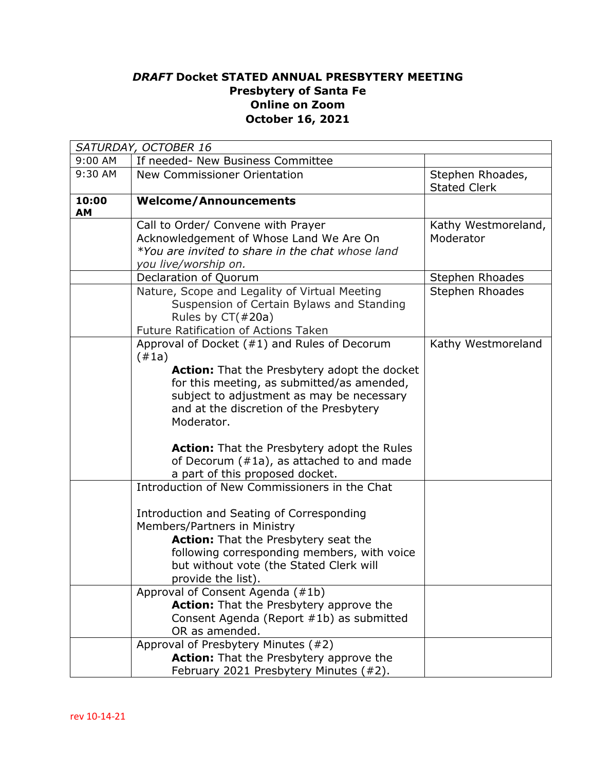# *DRAFT* Docket STATED ANNUAL PRESBYTERY MEETING
## Presbytery of Santa Fe
## Online on Zoom
## October 16, 2021

| *SATURDAY, OCTOBER 16* | | |
|---|---|---|
| 9:00 AM | If needed- New Business Committee | |
| 9:30 AM | New Commissioner Orientation | Stephen Rhoades, Stated Clerk |
| **10:00 AM** | **Welcome/Announcements** | |
| | Call to Order/ Convene with Prayer<br>Acknowledgement of Whose Land We Are On<br>*\*You are invited to share in the chat whose land you live/worship on.* | Kathy Westmoreland, Moderator |
| | Declaration of Quorum | Stephen Rhoades |
| | Nature, Scope and Legality of Virtual Meeting<br>Suspension of Certain Bylaws and Standing Rules by CT(#20a)<br>Future Ratification of Actions Taken | Stephen Rhoades |
| | Approval of Docket (#1) and Rules of Decorum (#1a)<br>**Action:** That the Presbytery adopt the docket for this meeting, as submitted/as amended, subject to adjustment as may be necessary and at the discretion of the Presbytery Moderator.<br><br>**Action:** That the Presbytery adopt the Rules of Decorum (#1a), as attached to and made a part of this proposed docket. | Kathy Westmoreland |
| | Introduction of New Commissioners in the Chat<br><br>Introduction and Seating of Corresponding Members/Partners in Ministry<br>**Action:** That the Presbytery seat the following corresponding members, with voice but without vote (the Stated Clerk will provide the list). | |
| | Approval of Consent Agenda (#1b)<br>**Action:** That the Presbytery approve the Consent Agenda (Report #1b) as submitted OR as amended. | |
| | Approval of Presbytery Minutes (#2)<br>**Action:** That the Presbytery approve the February 2021 Presbytery Minutes (#2). | |

rev 10-14-21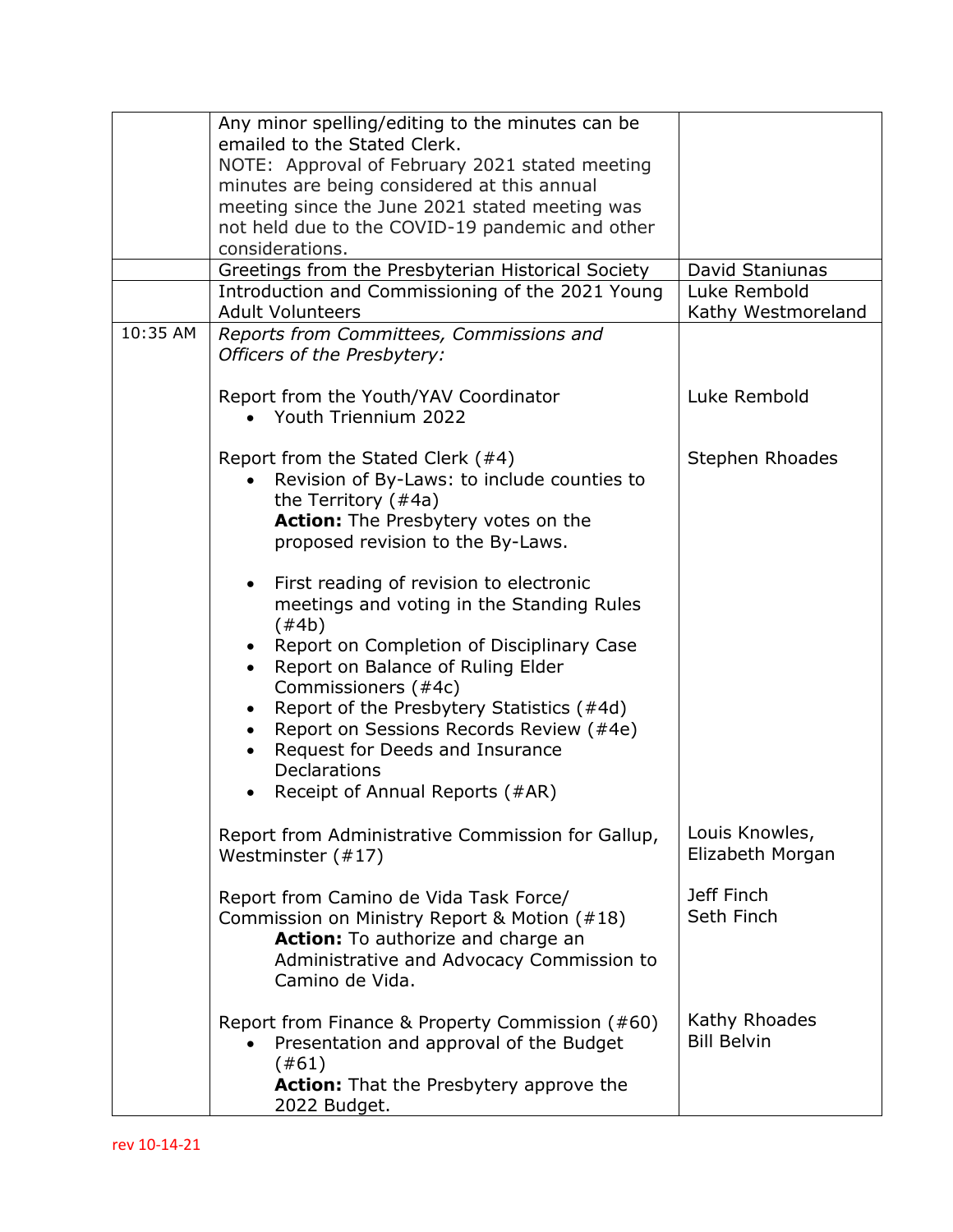| | | |
|---|---|---|
| | Any minor spelling/editing to the minutes can be emailed to the Stated Clerk.<br>NOTE: Approval of February 2021 stated meeting minutes are being considered at this annual meeting since the June 2021 stated meeting was not held due to the COVID-19 pandemic and other considerations. | |
| | Greetings from the Presbyterian Historical Society | David Staniunas |
| | Introduction and Commissioning of the 2021 Young Adult Volunteers | Luke Rembold<br>Kathy Westmoreland |
| 10:35 AM | *Reports from Committees, Commissions and Officers of the Presbytery:*<br><br>Report from the Youth/YAV Coordinator<br>• Youth Triennium 2022<br><br>Report from the Stated Clerk (#4)<br>• Revision of By-Laws: to include counties to the Territory (#4a)<br>**Action:** The Presbytery votes on the proposed revision to the By-Laws.<br><br>• First reading of revision to electronic meetings and voting in the Standing Rules (#4b)<br>• Report on Completion of Disciplinary Case<br>• Report on Balance of Ruling Elder Commissioners (#4c)<br>• Report of the Presbytery Statistics (#4d)<br>• Report on Sessions Records Review (#4e)<br>• Request for Deeds and Insurance Declarations<br>• Receipt of Annual Reports (#AR)<br><br>Report from Administrative Commission for Gallup, Westminster (#17)<br><br>Report from Camino de Vida Task Force/ Commission on Ministry Report & Motion (#18)<br>**Action:** To authorize and charge an Administrative and Advocacy Commission to Camino de Vida.<br><br>Report from Finance & Property Commission (#60)<br>• Presentation and approval of the Budget (#61)<br>**Action:** That the Presbytery approve the 2022 Budget. | <br><br>Luke Rembold<br><br>Stephen Rhoades<br><br><br><br><br><br><br><br><br><br><br><br>Louis Knowles,<br>Elizabeth Morgan<br><br>Jeff Finch<br>Seth Finch<br><br><br>Kathy Rhoades<br>Bill Belvin |

rev 10-14-21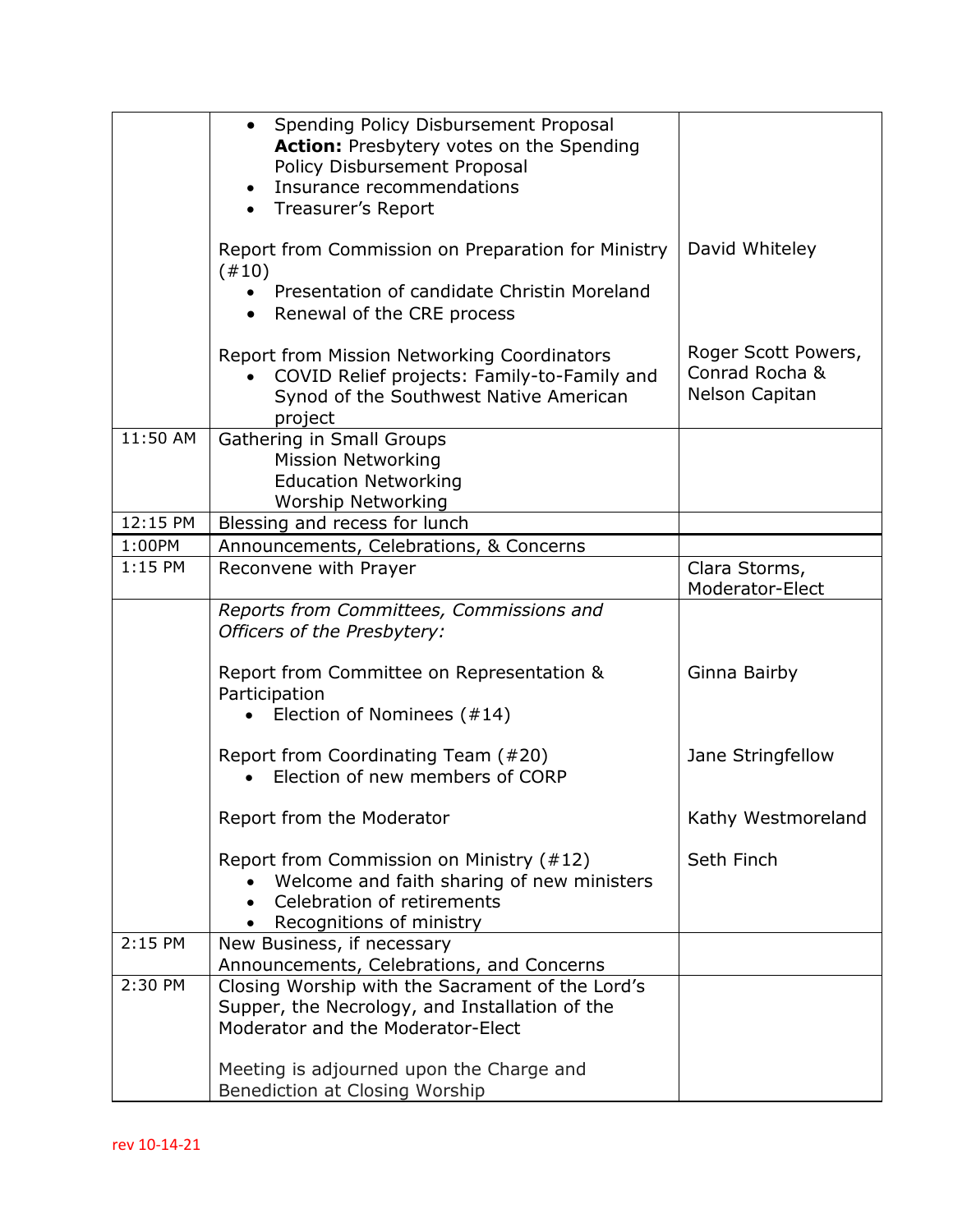| | | |
|---|---|---|
| | • Spending Policy Disbursement Proposal<br>**Action:** Presbytery votes on the Spending Policy Disbursement Proposal<br>• Insurance recommendations<br>• Treasurer's Report | |
| | Report from Commission on Preparation for Ministry (#10)<br>• Presentation of candidate Christin Moreland<br>• Renewal of the CRE process | David Whiteley |
| | Report from Mission Networking Coordinators<br>• COVID Relief projects: Family-to-Family and Synod of the Southwest Native American project | Roger Scott Powers, Conrad Rocha & Nelson Capitan |
| 11:50 AM | Gathering in Small Groups<br>Mission Networking<br>Education Networking<br>Worship Networking | |
| 12:15 PM | Blessing and recess for lunch | |
| 1:00PM | Announcements, Celebrations, & Concerns | |
| 1:15 PM | Reconvene with Prayer | Clara Storms, Moderator-Elect |
| | *Reports from Committees, Commissions and Officers of the Presbytery:* | |
| | Report from Committee on Representation & Participation<br>• Election of Nominees (#14) | Ginna Bairby |
| | Report from Coordinating Team (#20)<br>• Election of new members of CORP | Jane Stringfellow |
| | Report from the Moderator | Kathy Westmoreland |
| | Report from Commission on Ministry (#12)<br>• Welcome and faith sharing of new ministers<br>• Celebration of retirements<br>• Recognitions of ministry | Seth Finch |
| 2:15 PM | New Business, if necessary<br>Announcements, Celebrations, and Concerns | |
| 2:30 PM | Closing Worship with the Sacrament of the Lord's Supper, the Necrology, and Installation of the Moderator and the Moderator-Elect<br><br>Meeting is adjourned upon the Charge and Benediction at Closing Worship | |

rev 10-14-21